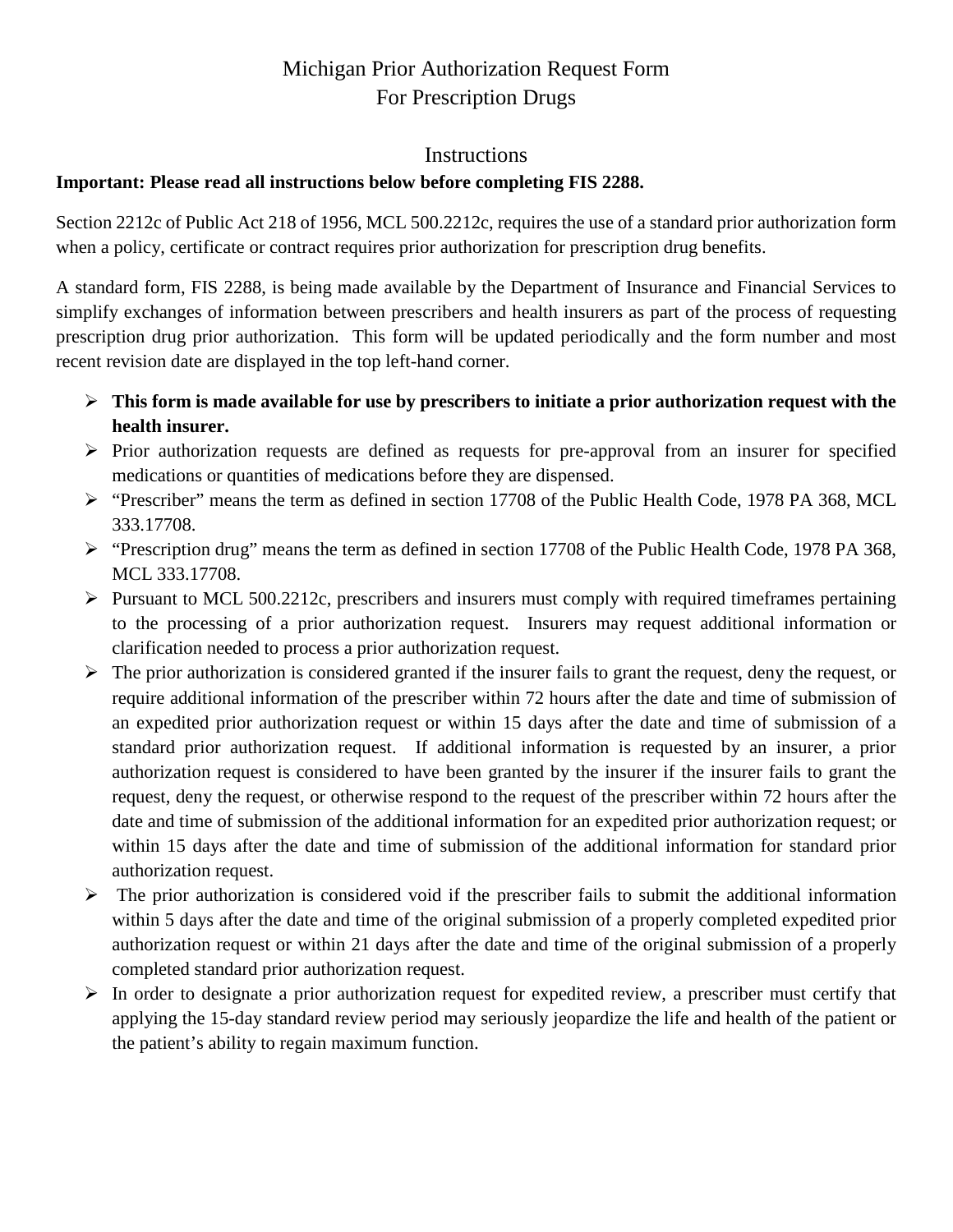# Michigan Prior Authorization Request Form For Prescription Drugs

## Instructions

**Important: Please read all instructions below before completing FIS 2288.**

Section 2212c of Public Act 218 of 1956, MCL 500.2212c, requires the use of a standard prior authorization form when a policy, certificate or contract requires prior authorization for prescription drug benefits.

A standard form, FIS 2288, is being made available by the Department of Insurance and Financial Services to simplify exchanges of information between prescribers and health insurers as part of the process of requesting prescription drug prior authorization. This form will be updated periodically and the form number and most recent revision date are displayed in the top left-hand corner.

- **This form is made available for use by prescribers to initiate a prior authorization request with the health insurer.**
- Prior authorization requests are defined as requests for pre-approval from an insurer for specified medications or quantities of medications before they are dispensed.
- "Prescriber" means the term as defined in section 17708 of the Public Health Code, 1978 PA 368, MCL 333.17708.
- "Prescription drug" means the term as defined in section 17708 of the Public Health Code, 1978 PA 368, MCL 333.17708.
- Pursuant to MCL 500.2212c, prescribers and insurers must comply with required timeframes pertaining to the processing of a prior authorization request. Insurers may request additional information or clarification needed to process a prior authorization request.
- The prior authorization is considered granted if the insurer fails to grant the request, deny the request, or require additional information of the prescriber within 72 hours after the date and time of submission of an expedited prior authorization request or within 15 days after the date and time of submission of a standard prior authorization request. If additional information is requested by an insurer, a prior authorization request is considered to have been granted by the insurer if the insurer fails to grant the request, deny the request, or otherwise respond to the request of the prescriber within 72 hours after the date and time of submission of the additional information for an expedited prior authorization request; or within 15 days after the date and time of submission of the additional information for standard prior authorization request.
- The prior authorization is considered void if the prescriber fails to submit the additional information within 5 days after the date and time of the original submission of a properly completed expedited prior authorization request or within 21 days after the date and time of the original submission of a properly completed standard prior authorization request.
- In order to designate a prior authorization request for expedited review, a prescriber must certify that applying the 15-day standard review period may seriously jeopardize the life and health of the patient or the patient's ability to regain maximum function.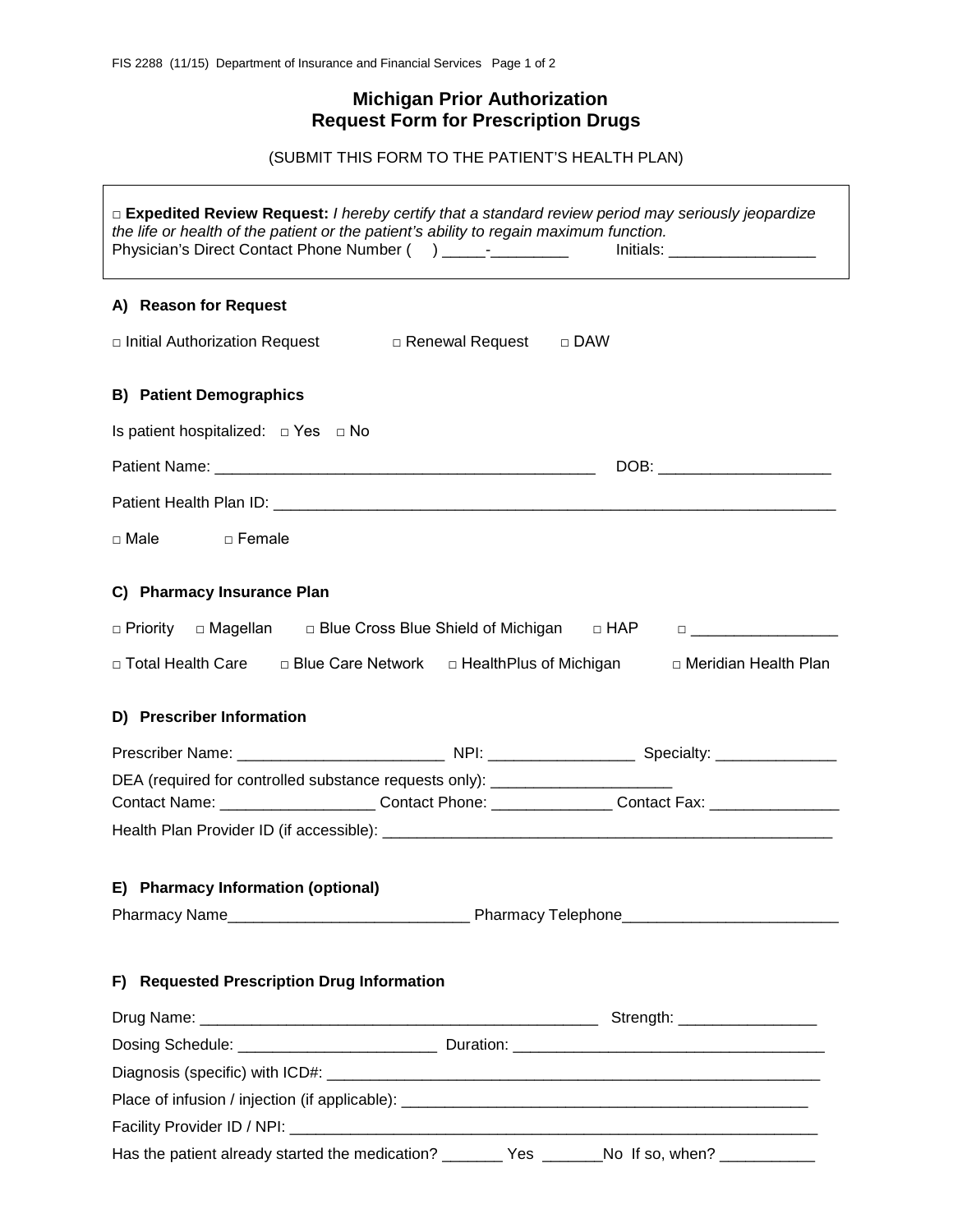# Michigan Prior Authorization Request Form for Prescription Drugs

(SUBMIT THIS FORM TO THE PATIENT'S HEALTH PLAN)

□ **Expedited Review Request:** *I hereby certify that a standard review period may seriously jeopardize the life or health of the patient or the patient's ability to regain maximum function.*
Physician's Direct Contact Phone Number (    ) _____-_________ Initials: _________________

## A) Reason for Request

□ Initial Authorization Request □ Renewal Request □ DAW

## B) Patient Demographics

Is patient hospitalized: □ Yes □ No

Patient Name: ____________________________________________ DOB: ___________________

Patient Health Plan ID: _______________________________________________________________

□ Male □ Female

## C) Pharmacy Insurance Plan

□ Priority □ Magellan □ Blue Cross Blue Shield of Michigan □ HAP □ ________________

□ Total Health Care □ Blue Care Network □ HealthPlus of Michigan □ Meridian Health Plan

## D) Prescriber Information

Prescriber Name: ________________________ NPI: ________________ Specialty: ______________

DEA (required for controlled substance requests only): _____________________

Contact Name: _________________ Contact Phone: _____________ Contact Fax: ______________

Health Plan Provider ID (if accessible): ____________________________________________________

## E) Pharmacy Information (optional)

Pharmacy Name____________________________ Pharmacy Telephone________________________

## F) Requested Prescription Drug Information

Drug Name: ______________________________________________ Strength: ________________

Dosing Schedule: _______________________ Duration: ____________________________________

Diagnosis (specific) with ICD#: ___________________________________________________________

Place of infusion / injection (if applicable): _______________________________________________

Facility Provider ID / NPI: ______________________________________________________________

Has the patient already started the medication? _______ Yes _______No If so, when? ___________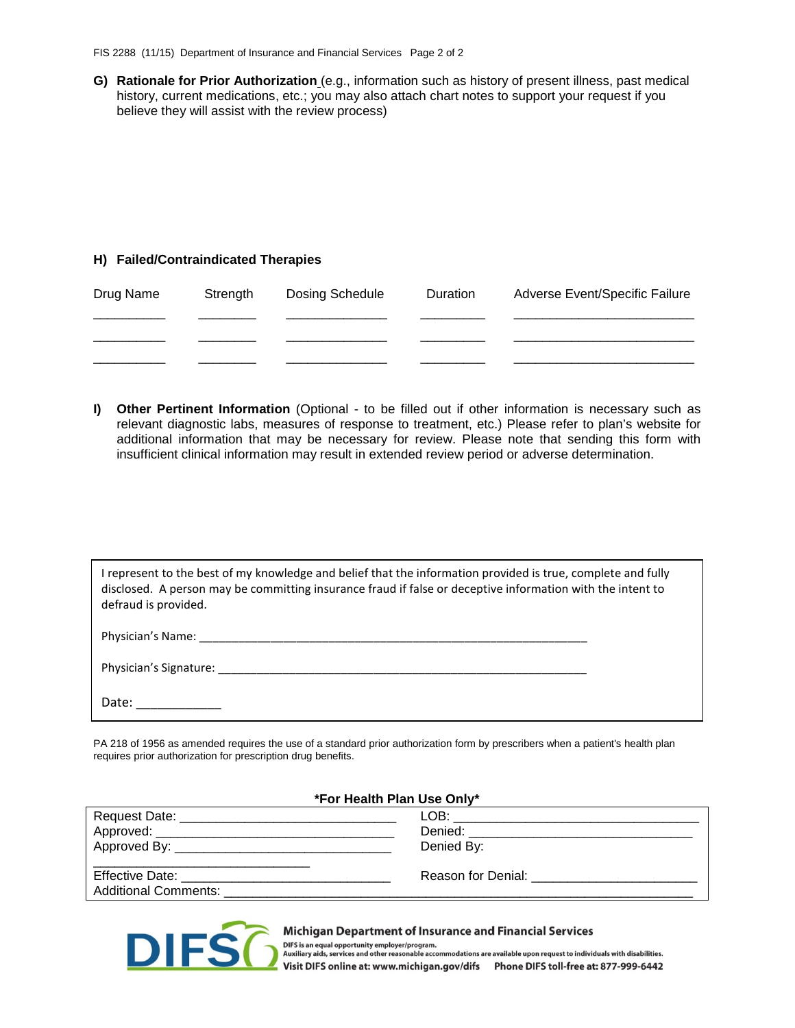**G) Rationale for Prior Authorization** (e.g., information such as history of present illness, past medical history, current medications, etc.; you may also attach chart notes to support your request if you believe they will assist with the review process)

**H) Failed/Contraindicated Therapies**

| Drug Name | Strength | Dosing Schedule | Duration | Adverse Event/Specific Failure |
|---|---|---|---|---|
| __________ | ________ | ______________ | _________ | _________________________ |
| __________ | ________ | ______________ | _________ | _________________________ |
| __________ | ________ | ______________ | _________ | _________________________ |

**I) Other Pertinent Information** (Optional - to be filled out if other information is necessary such as relevant diagnostic labs, measures of response to treatment, etc.) Please refer to plan's website for additional information that may be necessary for review. Please note that sending this form with insufficient clinical information may result in extended review period or adverse determination.

I represent to the best of my knowledge and belief that the information provided is true, complete and fully disclosed. A person may be committing insurance fraud if false or deceptive information with the intent to defraud is provided.

Physician's Name: ____________________________________________________________

Physician's Signature: __________________________________________________________

Date: ____________

PA 218 of 1956 as amended requires the use of a standard prior authorization form by prescribers when a patient's health plan requires prior authorization for prescription drug benefits.

**\*For Health Plan Use Only\***

| | |
|---|---|
| Request Date: ______________________________ | LOB: __________________________________ |
| Approved: _______________________________ | Denied: ______________________________ |
| Approved By: _____________________________ | Denied By: |
| Effective Date: ____________________________ | Reason for Denial: ______________________ |
| Additional Comments: ______________________________________________ | |

**Michigan Department of Insurance and Financial Services**

DIFS is an equal opportunity employer/program.
Auxiliary aids, services and other reasonable accommodations are available upon request to individuals with disabilities.
Visit DIFS online at: www.michigan.gov/difs Phone DIFS toll-free at: 877-999-6442